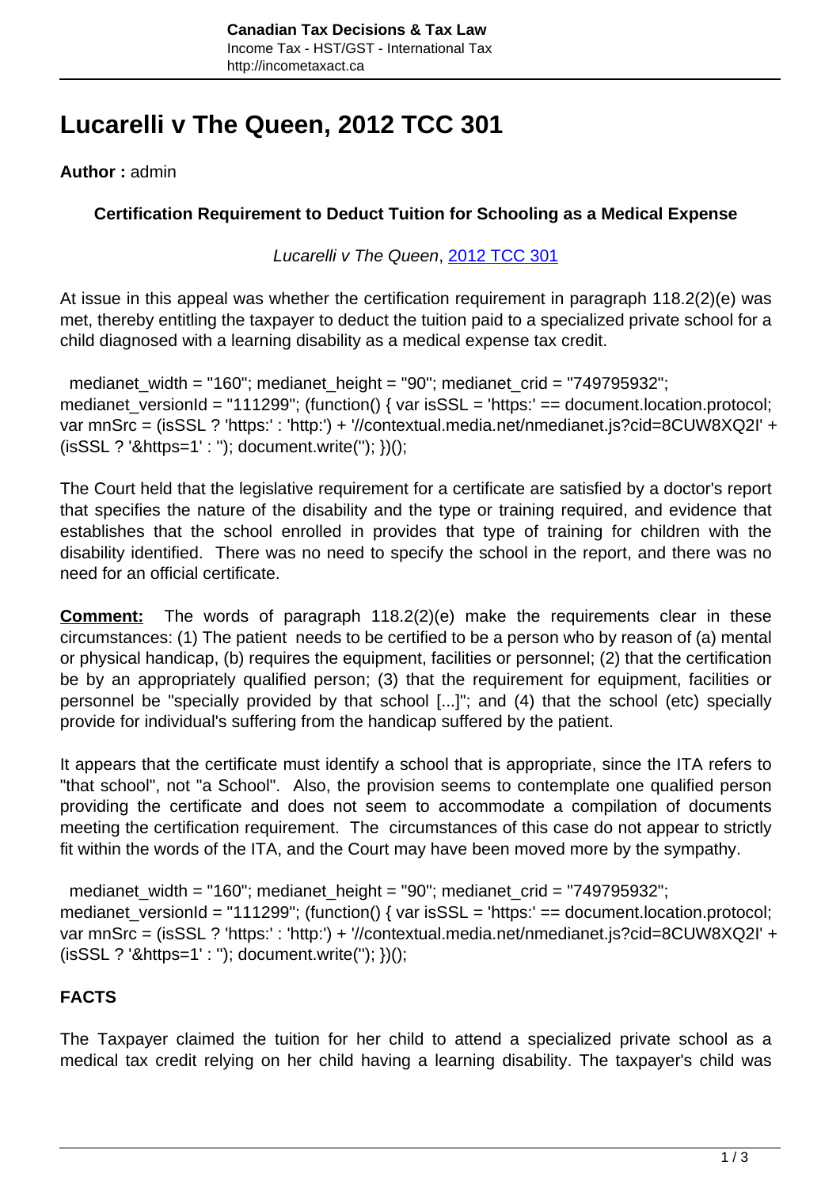# Lucarelli v The Queen, 2012 TCC 301

**Author :** admin

### Certification Requirement to Deduct Tuition for Schooling as a Medical Expense

*Lucarelli v The Queen*, 2012 TCC 301

At issue in this appeal was whether the certification requirement in paragraph 118.2(2)(e) was met, thereby entitling the taxpayer to deduct the tuition paid to a specialized private school for a child diagnosed with a learning disability as a medical expense tax credit.

medianet_width = "160"; medianet_height = "90"; medianet_crid = "749795932"; medianet_versionId = "111299"; (function() { var isSSL = 'https:' == document.location.protocol; var mnSrc = (isSSL ? 'https:' : 'http:') + '//contextual.media.net/nmedianet.js?cid=8CUW8XQ2I' + (isSSL ? '&https=1' : ''); document.write(''); })();

The Court held that the legislative requirement for a certificate are satisfied by a doctor's report that specifies the nature of the disability and the type or training required, and evidence that establishes that the school enrolled in provides that type of training for children with the disability identified. There was no need to specify the school in the report, and there was no need for an official certificate.

**Comment:** The words of paragraph 118.2(2)(e) make the requirements clear in these circumstances: (1) The patient needs to be certified to be a person who by reason of (a) mental or physical handicap, (b) requires the equipment, facilities or personnel; (2) that the certification be by an appropriately qualified person; (3) that the requirement for equipment, facilities or personnel be "specially provided by that school [...]"; and (4) that the school (etc) specially provide for individual's suffering from the handicap suffered by the patient.

It appears that the certificate must identify a school that is appropriate, since the ITA refers to "that school", not "a School". Also, the provision seems to contemplate one qualified person providing the certificate and does not seem to accommodate a compilation of documents meeting the certification requirement. The circumstances of this case do not appear to strictly fit within the words of the ITA, and the Court may have been moved more by the sympathy.

medianet_width = "160"; medianet_height = "90"; medianet_crid = "749795932"; medianet_versionId = "111299"; (function() { var isSSL = 'https:' == document.location.protocol; var mnSrc = (isSSL ? 'https:' : 'http:') + '//contextual.media.net/nmedianet.js?cid=8CUW8XQ2I' + (isSSL ? '&https=1' : ''); document.write(''); })();

### FACTS

The Taxpayer claimed the tuition for her child to attend a specialized private school as a medical tax credit relying on her child having a learning disability. The taxpayer's child was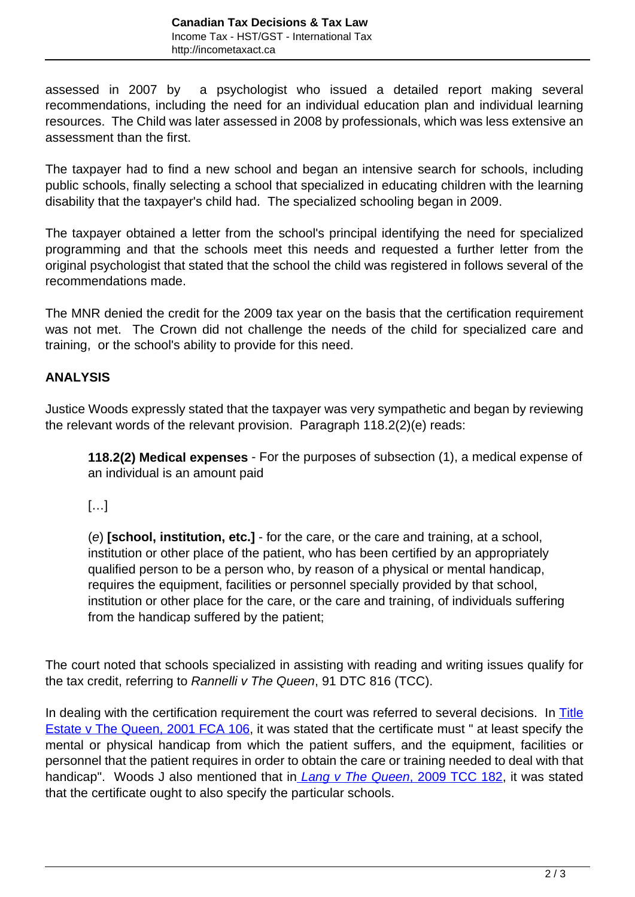assessed in 2007 by a psychologist who issued a detailed report making several recommendations, including the need for an individual education plan and individual learning resources. The Child was later assessed in 2008 by professionals, which was less extensive an assessment than the first.

The taxpayer had to find a new school and began an intensive search for schools, including public schools, finally selecting a school that specialized in educating children with the learning disability that the taxpayer's child had. The specialized schooling began in 2009.

The taxpayer obtained a letter from the school's principal identifying the need for specialized programming and that the schools meet this needs and requested a further letter from the original psychologist that stated that the school the child was registered in follows several of the recommendations made.

The MNR denied the credit for the 2009 tax year on the basis that the certification requirement was not met. The Crown did not challenge the needs of the child for specialized care and training, or the school's ability to provide for this need.

**ANALYSIS**

Justice Woods expressly stated that the taxpayer was very sympathetic and began by reviewing the relevant words of the relevant provision. Paragraph 118.2(2)(e) reads:

> **118.2(2) Medical expenses** - For the purposes of subsection (1), a medical expense of an individual is an amount paid
>
> [...]
>
> (*e*) **[school, institution, etc.]** - for the care, or the care and training, at a school, institution or other place of the patient, who has been certified by an appropriately qualified person to be a person who, by reason of a physical or mental handicap, requires the equipment, facilities or personnel specially provided by that school, institution or other place for the care, or the care and training, of individuals suffering from the handicap suffered by the patient;

The court noted that schools specialized in assisting with reading and writing issues qualify for the tax credit, referring to *Rannelli v The Queen*, 91 DTC 816 (TCC).

In dealing with the certification requirement the court was referred to several decisions. In Title Estate v The Queen, 2001 FCA 106, it was stated that the certificate must " at least specify the mental or physical handicap from which the patient suffers, and the equipment, facilities or personnel that the patient requires in order to obtain the care or training needed to deal with that handicap". Woods J also mentioned that in *Lang v The Queen*, 2009 TCC 182, it was stated that the certificate ought to also specify the particular schools.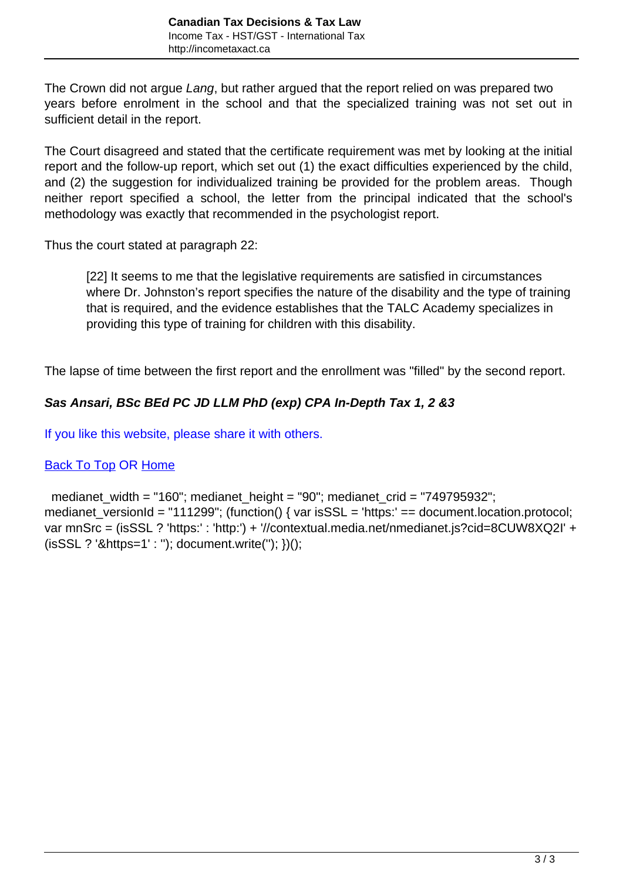The Crown did not argue *Lang*, but rather argued that the report relied on was prepared two years before enrolment in the school and that the specialized training was not set out in sufficient detail in the report.

The Court disagreed and stated that the certificate requirement was met by looking at the initial report and the follow-up report, which set out (1) the exact difficulties experienced by the child, and (2) the suggestion for individualized training be provided for the problem areas. Though neither report specified a school, the letter from the principal indicated that the school's methodology was exactly that recommended in the psychologist report.

Thus the court stated at paragraph 22:

> [22] It seems to me that the legislative requirements are satisfied in circumstances where Dr. Johnston's report specifies the nature of the disability and the type of training that is required, and the evidence establishes that the TALC Academy specializes in providing this type of training for children with this disability.

The lapse of time between the first report and the enrollment was "filled" by the second report.

***Sas Ansari, BSc BEd PC JD LLM PhD (exp) CPA In-Depth Tax 1, 2 &3***

If you like this website, please share it with others.

Back To Top OR Home

medianet_width = "160"; medianet_height = "90"; medianet_crid = "749795932"; medianet_versionId = "111299"; (function() { var isSSL = 'https:' == document.location.protocol; var mnSrc = (isSSL ? 'https:' : 'http:') + '//contextual.media.net/nmedianet.js?cid=8CUW8XQ2I' + (isSSL ? '&https=1' : ''); document.write(''); })();